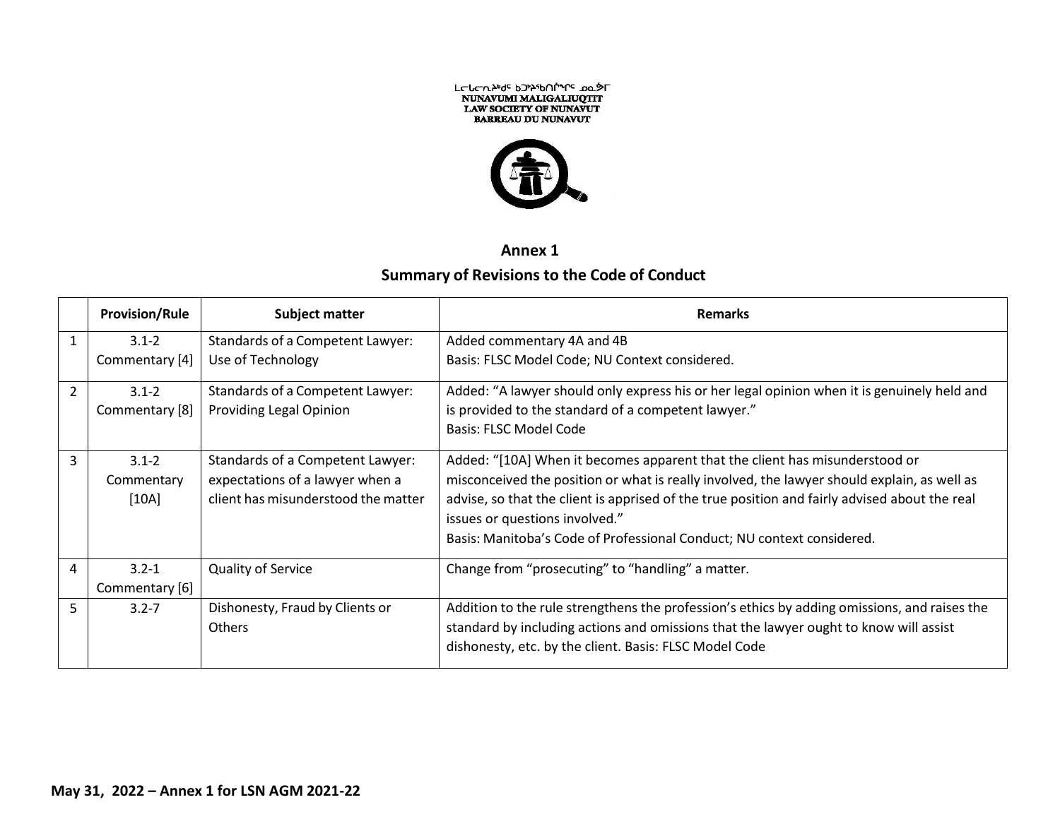ᓄᓇᕗᒥ ᒪᓕᒐᓕᐅᖅᑏᑦ ᑲᑐᔾᔨᖃᑎᒌᖏᑦ
**NUNAVUMI MALIGALIUQTIT**
**LAW SOCIETY OF NUNAVUT**
**BARREAU DU NUNAVUT**

## Annex 1

## Summary of Revisions to the Code of Conduct

| | Provision/Rule | Subject matter | Remarks |
|---|---|---|---|
| 1 | 3.1-2 Commentary [4] | Standards of a Competent Lawyer: Use of Technology | Added commentary 4A and 4B<br>Basis: FLSC Model Code; NU Context considered. |
| 2 | 3.1-2 Commentary [8] | Standards of a Competent Lawyer: Providing Legal Opinion | Added: "A lawyer should only express his or her legal opinion when it is genuinely held and is provided to the standard of a competent lawyer."<br>Basis: FLSC Model Code |
| 3 | 3.1-2 Commentary [10A] | Standards of a Competent Lawyer: expectations of a lawyer when a client has misunderstood the matter | Added: "[10A] When it becomes apparent that the client has misunderstood or misconceived the position or what is really involved, the lawyer should explain, as well as advise, so that the client is apprised of the true position and fairly advised about the real issues or questions involved."<br>Basis: Manitoba's Code of Professional Conduct; NU context considered. |
| 4 | 3.2-1 Commentary [6] | Quality of Service | Change from "prosecuting" to "handling" a matter. |
| 5 | 3.2-7 | Dishonesty, Fraud by Clients or Others | Addition to the rule strengthens the profession's ethics by adding omissions, and raises the standard by including actions and omissions that the lawyer ought to know will assist dishonesty, etc. by the client. Basis: FLSC Model Code |

**May 31, 2022 – Annex 1 for LSN AGM 2021-22**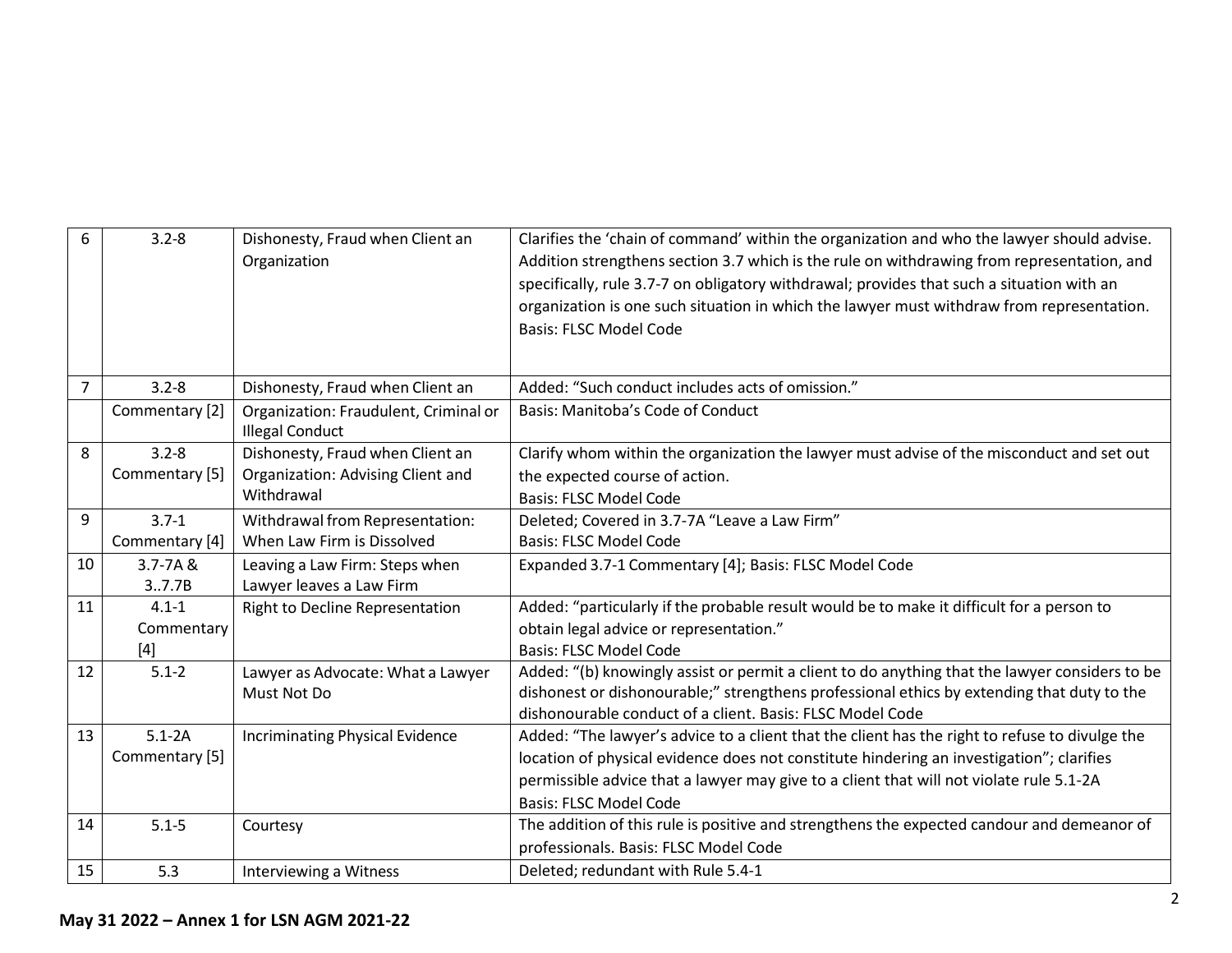| 6 | 3.2-8 | Dishonesty, Fraud when Client an Organization | Clarifies the 'chain of command' within the organization and who the lawyer should advise. Addition strengthens section 3.7 which is the rule on withdrawing from representation, and specifically, rule 3.7-7 on obligatory withdrawal; provides that such a situation with an organization is one such situation in which the lawyer must withdraw from representation. Basis: FLSC Model Code |
|---|---|---|---|
| 7 | 3.2-8 Commentary [2] | Dishonesty, Fraud when Client an Organization: Fraudulent, Criminal or Illegal Conduct | Added: "Such conduct includes acts of omission." Basis: Manitoba's Code of Conduct |
| 8 | 3.2-8 Commentary [5] | Dishonesty, Fraud when Client an Organization: Advising Client and Withdrawal | Clarify whom within the organization the lawyer must advise of the misconduct and set out the expected course of action. Basis: FLSC Model Code |
| 9 | 3.7-1 Commentary [4] | Withdrawal from Representation: When Law Firm is Dissolved | Deleted; Covered in 3.7-7A "Leave a Law Firm" Basis: FLSC Model Code |
| 10 | 3.7-7A & 3..7.7B | Leaving a Law Firm: Steps when Lawyer leaves a Law Firm | Expanded 3.7-1 Commentary [4]; Basis: FLSC Model Code |
| 11 | 4.1-1 Commentary [4] | Right to Decline Representation | Added: "particularly if the probable result would be to make it difficult for a person to obtain legal advice or representation." Basis: FLSC Model Code |
| 12 | 5.1-2 | Lawyer as Advocate: What a Lawyer Must Not Do | Added: "(b) knowingly assist or permit a client to do anything that the lawyer considers to be dishonest or dishonourable;" strengthens professional ethics by extending that duty to the dishonourable conduct of a client. Basis: FLSC Model Code |
| 13 | 5.1-2A Commentary [5] | Incriminating Physical Evidence | Added: "The lawyer's advice to a client that the client has the right to refuse to divulge the location of physical evidence does not constitute hindering an investigation"; clarifies permissible advice that a lawyer may give to a client that will not violate rule 5.1-2A Basis: FLSC Model Code |
| 14 | 5.1-5 | Courtesy | The addition of this rule is positive and strengthens the expected candour and demeanor of professionals. Basis: FLSC Model Code |
| 15 | 5.3 | Interviewing a Witness | Deleted; redundant with Rule 5.4-1 |

**May 31 2022 – Annex 1 for LSN AGM 2021-22**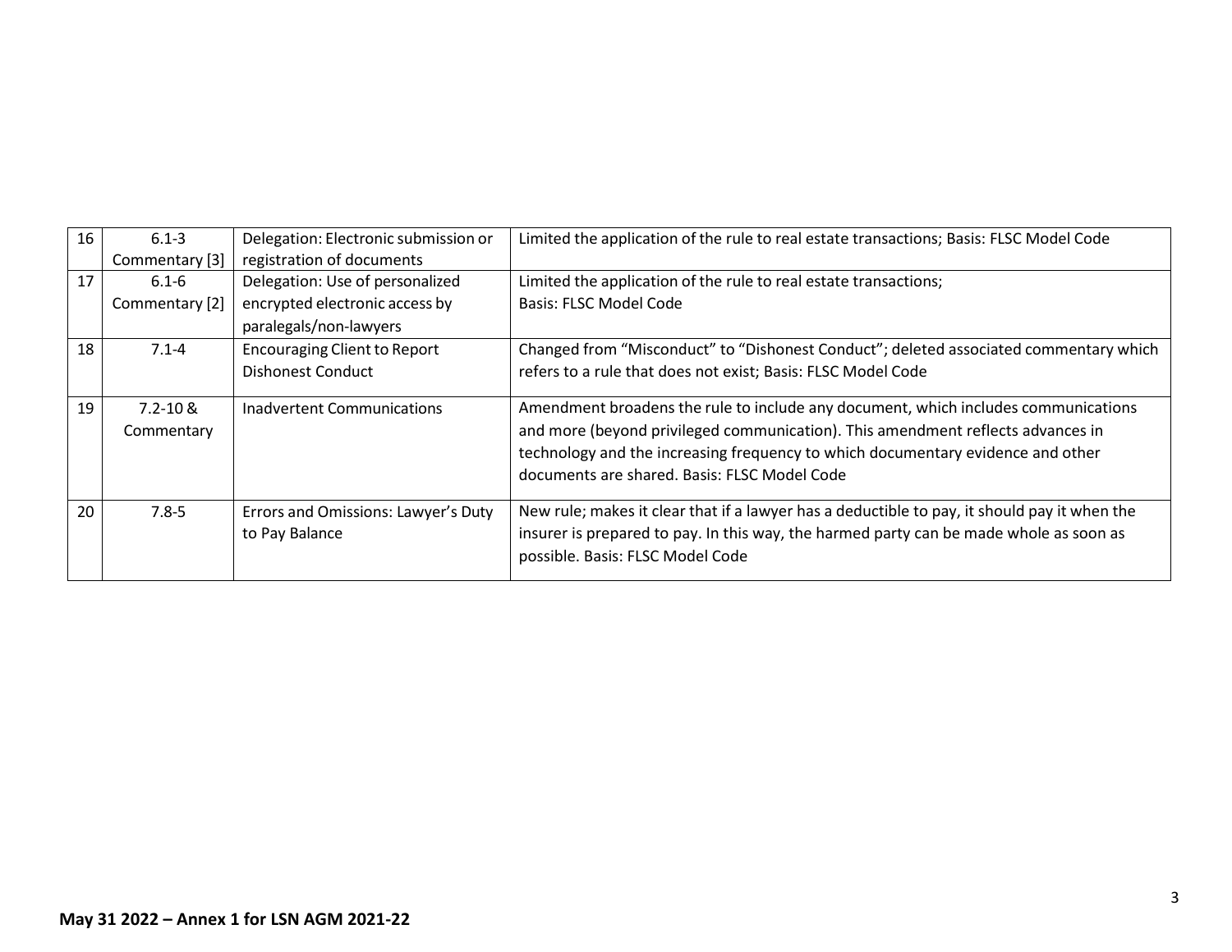| | | | |
|---|---|---|---|
| 16 | 6.1-3 Commentary [3] | Delegation: Electronic submission or registration of documents | Limited the application of the rule to real estate transactions; Basis: FLSC Model Code |
| 17 | 6.1-6 Commentary [2] | Delegation: Use of personalized encrypted electronic access by paralegals/non-lawyers | Limited the application of the rule to real estate transactions; Basis: FLSC Model Code |
| 18 | 7.1-4 | Encouraging Client to Report Dishonest Conduct | Changed from "Misconduct" to "Dishonest Conduct"; deleted associated commentary which refers to a rule that does not exist; Basis: FLSC Model Code |
| 19 | 7.2-10 & Commentary | Inadvertent Communications | Amendment broadens the rule to include any document, which includes communications and more (beyond privileged communication). This amendment reflects advances in technology and the increasing frequency to which documentary evidence and other documents are shared. Basis: FLSC Model Code |
| 20 | 7.8-5 | Errors and Omissions: Lawyer's Duty to Pay Balance | New rule; makes it clear that if a lawyer has a deductible to pay, it should pay it when the insurer is prepared to pay. In this way, the harmed party can be made whole as soon as possible. Basis: FLSC Model Code |

**May 31 2022 – Annex 1 for LSN AGM 2021-22**